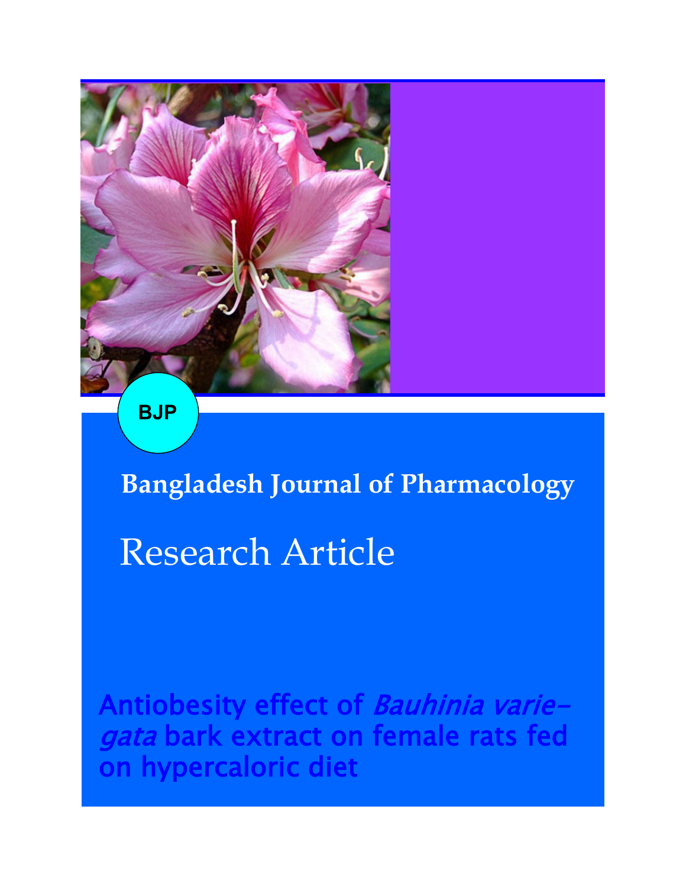BJP

Bangladesh Journal of Pharmacology

Research Article

# Antiobesity effect of *Bauhinia variegata* bark extract on female rats fed on hypercaloric diet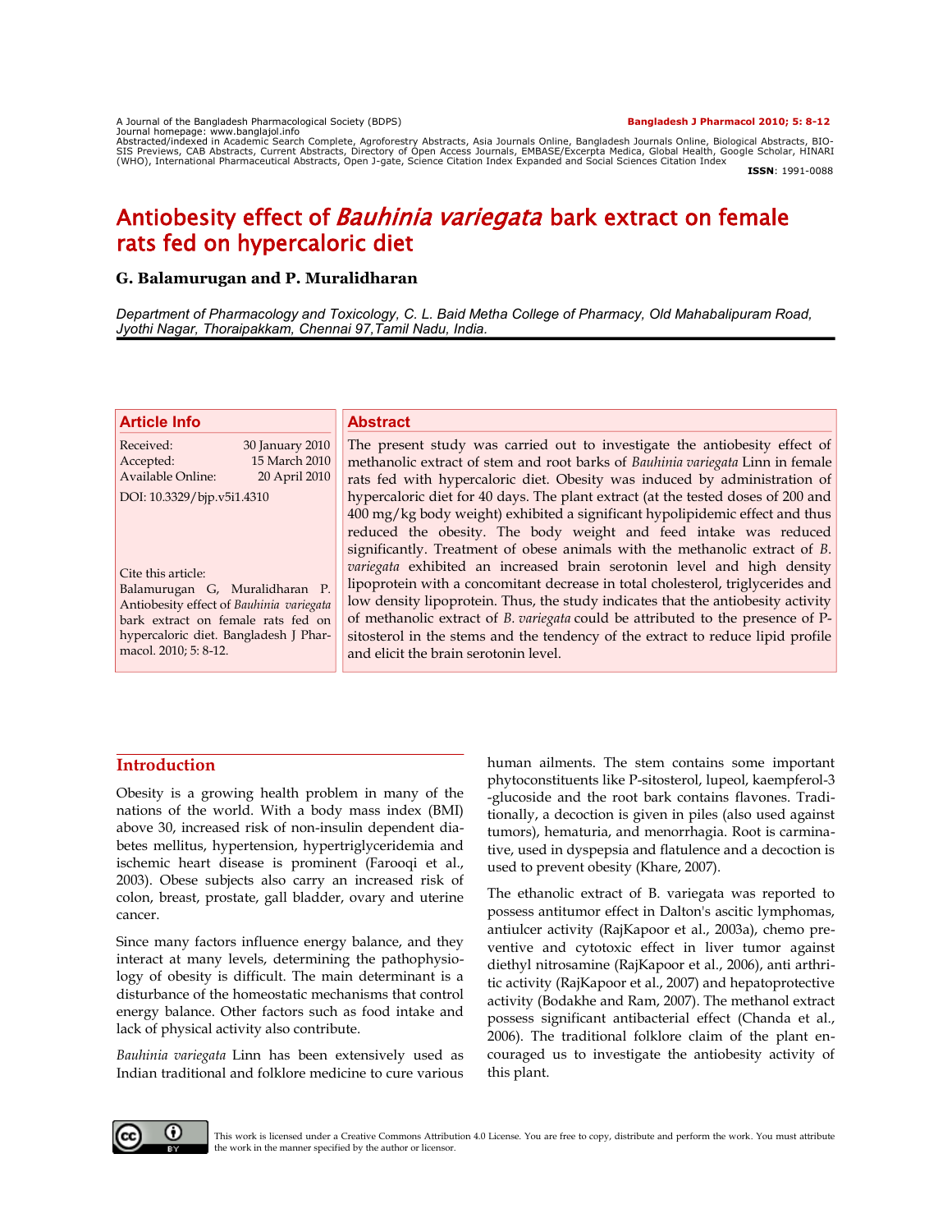# Antiobesity effect of *Bauhinia variegata* bark extract on female rats fed on hypercaloric diet

**G. Balamurugan and P. Muralidharan**

*Department of Pharmacology and Toxicology, C. L. Baid Metha College of Pharmacy, Old Mahabalipuram Road, Jyothi Nagar, Thoraipakkam, Chennai 97,Tamil Nadu, India.*

## Article Info

| | |
|---|---|
| Received: | 30 January 2010 |
| Accepted: | 15 March 2010 |
| Available Online: | 20 April 2010 |

DOI: 10.3329/bjp.v5i1.4310

Cite this article:
Balamurugan G, Muralidharan P. Antiobesity effect of *Bauhinia variegata* bark extract on female rats fed on hypercaloric diet. Bangladesh J Pharmacol. 2010; 5: 8-12.

## Abstract

The present study was carried out to investigate the antiobesity effect of methanolic extract of stem and root barks of *Bauhinia variegata* Linn in female rats fed with hypercaloric diet. Obesity was induced by administration of hypercaloric diet for 40 days. The plant extract (at the tested doses of 200 and 400 mg/kg body weight) exhibited a significant hypolipidemic effect and thus reduced the obesity. The body weight and feed intake was reduced significantly. Treatment of obese animals with the methanolic extract of *B. variegata* exhibited an increased brain serotonin level and high density lipoprotein with a concomitant decrease in total cholesterol, triglycerides and low density lipoprotein. Thus, the study indicates that the antiobesity activity of methanolic extract of *B. variegata* could be attributed to the presence of P-sitosterol in the stems and the tendency of the extract to reduce lipid profile and elicit the brain serotonin level.

## Introduction

Obesity is a growing health problem in many of the nations of the world. With a body mass index (BMI) above 30, increased risk of non-insulin dependent diabetes mellitus, hypertension, hypertriglyceridemia and ischemic heart disease is prominent (Farooqi et al., 2003). Obese subjects also carry an increased risk of colon, breast, prostate, gall bladder, ovary and uterine cancer.

Since many factors influence energy balance, and they interact at many levels, determining the pathophysiology of obesity is difficult. The main determinant is a disturbance of the homeostatic mechanisms that control energy balance. Other factors such as food intake and lack of physical activity also contribute.

*Bauhinia variegata* Linn has been extensively used as Indian traditional and folklore medicine to cure various human ailments. The stem contains some important phytoconstituents like P-sitosterol, lupeol, kaempferol-3-glucoside and the root bark contains flavones. Traditionally, a decoction is given in piles (also used against tumors), hematuria, and menorrhagia. Root is carminative, used in dyspepsia and flatulence and a decoction is used to prevent obesity (Khare, 2007).

The ethanolic extract of B. variegata was reported to possess antitumor effect in Dalton's ascitic lymphomas, antiulcer activity (RajKapoor et al., 2003a), chemo preventive and cytotoxic effect in liver tumor against diethyl nitrosamine (RajKapoor et al., 2006), anti arthritic activity (RajKapoor et al., 2007) and hepatoprotective activity (Bodakhe and Ram, 2007). The methanol extract possess significant antibacterial effect (Chanda et al., 2006). The traditional folklore claim of the plant encouraged us to investigate the antiobesity activity of this plant.

This work is licensed under a Creative Commons Attribution 4.0 License. You are free to copy, distribute and perform the work. You must attribute the work in the manner specified by the author or licensor.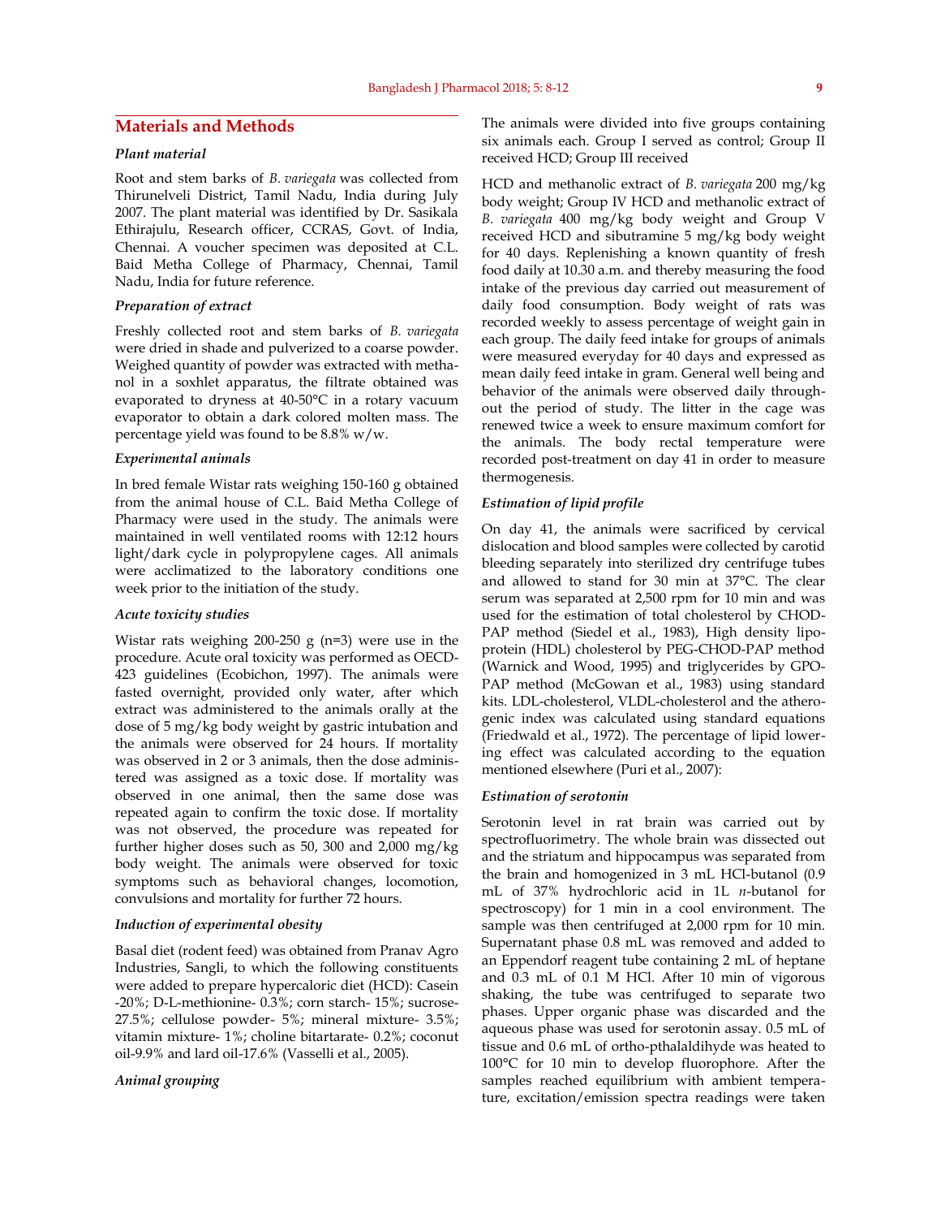## Materials and Methods

### *Plant material*

Root and stem barks of *B. variegata* was collected from Thirunelveli District, Tamil Nadu, India during July 2007. The plant material was identified by Dr. Sasikala Ethirajulu, Research officer, CCRAS, Govt. of India, Chennai. A voucher specimen was deposited at C.L. Baid Metha College of Pharmacy, Chennai, Tamil Nadu, India for future reference.

### *Preparation of extract*

Freshly collected root and stem barks of *B. variegata* were dried in shade and pulverized to a coarse powder. Weighed quantity of powder was extracted with methanol in a soxhlet apparatus, the filtrate obtained was evaporated to dryness at 40-50°C in a rotary vacuum evaporator to obtain a dark colored molten mass. The percentage yield was found to be 8.8% w/w.

### *Experimental animals*

In bred female Wistar rats weighing 150-160 g obtained from the animal house of C.L. Baid Metha College of Pharmacy were used in the study. The animals were maintained in well ventilated rooms with 12:12 hours light/dark cycle in polypropylene cages. All animals were acclimatized to the laboratory conditions one week prior to the initiation of the study.

### *Acute toxicity studies*

Wistar rats weighing 200-250 g (n=3) were use in the procedure. Acute oral toxicity was performed as OECD-423 guidelines (Ecobichon, 1997). The animals were fasted overnight, provided only water, after which extract was administered to the animals orally at the dose of 5 mg/kg body weight by gastric intubation and the animals were observed for 24 hours. If mortality was observed in 2 or 3 animals, then the dose administered was assigned as a toxic dose. If mortality was observed in one animal, then the same dose was repeated again to confirm the toxic dose. If mortality was not observed, the procedure was repeated for further higher doses such as 50, 300 and 2,000 mg/kg body weight. The animals were observed for toxic symptoms such as behavioral changes, locomotion, convulsions and mortality for further 72 hours.

### *Induction of experimental obesity*

Basal diet (rodent feed) was obtained from Pranav Agro Industries, Sangli, to which the following constituents were added to prepare hypercaloric diet (HCD): Casein -20%; D-L-methionine- 0.3%; corn starch- 15%; sucrose-27.5%; cellulose powder- 5%; mineral mixture- 3.5%; vitamin mixture- 1%; choline bitartarate- 0.2%; coconut oil-9.9% and lard oil-17.6% (Vasselli et al., 2005).

### *Animal grouping*

The animals were divided into five groups containing six animals each. Group I served as control; Group II received HCD; Group III received

HCD and methanolic extract of *B. variegata* 200 mg/kg body weight; Group IV HCD and methanolic extract of *B. variegata* 400 mg/kg body weight and Group V received HCD and sibutramine 5 mg/kg body weight for 40 days. Replenishing a known quantity of fresh food daily at 10.30 a.m. and thereby measuring the food intake of the previous day carried out measurement of daily food consumption. Body weight of rats was recorded weekly to assess percentage of weight gain in each group. The daily feed intake for groups of animals were measured everyday for 40 days and expressed as mean daily feed intake in gram. General well being and behavior of the animals were observed daily throughout the period of study. The litter in the cage was renewed twice a week to ensure maximum comfort for the animals. The body rectal temperature were recorded post-treatment on day 41 in order to measure thermogenesis.

### *Estimation of lipid profile*

On day 41, the animals were sacrificed by cervical dislocation and blood samples were collected by carotid bleeding separately into sterilized dry centrifuge tubes and allowed to stand for 30 min at 37°C. The clear serum was separated at 2,500 rpm for 10 min and was used for the estimation of total cholesterol by CHOD-PAP method (Siedel et al., 1983), High density lipoprotein (HDL) cholesterol by PEG-CHOD-PAP method (Warnick and Wood, 1995) and triglycerides by GPO-PAP method (McGowan et al., 1983) using standard kits. LDL-cholesterol, VLDL-cholesterol and the atherogenic index was calculated using standard equations (Friedwald et al., 1972). The percentage of lipid lowering effect was calculated according to the equation mentioned elsewhere (Puri et al., 2007):

### *Estimation of serotonin*

Serotonin level in rat brain was carried out by spectrofluorimetry. The whole brain was dissected out and the striatum and hippocampus was separated from the brain and homogenized in 3 mL HCl-butanol (0.9 mL of 37% hydrochloric acid in 1L *n*-butanol for spectroscopy) for 1 min in a cool environment. The sample was then centrifuged at 2,000 rpm for 10 min. Supernatant phase 0.8 mL was removed and added to an Eppendorf reagent tube containing 2 mL of heptane and 0.3 mL of 0.1 M HCl. After 10 min of vigorous shaking, the tube was centrifuged to separate two phases. Upper organic phase was discarded and the aqueous phase was used for serotonin assay. 0.5 mL of tissue and 0.6 mL of ortho-pthalaldihyde was heated to 100°C for 10 min to develop fluorophore. After the samples reached equilibrium with ambient temperature, excitation/emission spectra readings were taken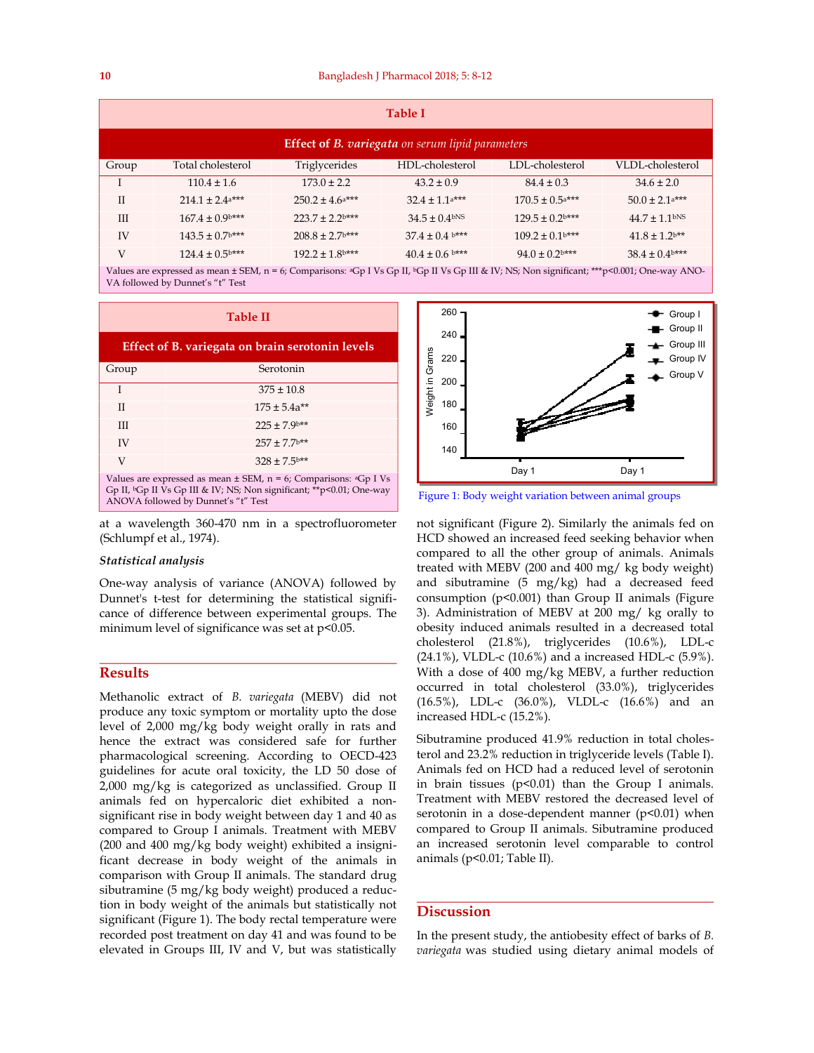**Table I**

**Effect of *B. variegata* on serum lipid parameters**

| Group | Total cholesterol | Triglycerides | HDL-cholesterol | LDL-cholesterol | VLDL-cholesterol |
|---|---|---|---|---|---|
| I | 110.4 ± 1.6 | 173.0 ± 2.2 | 43.2 ± 0.9 | 84.4 ± 0.3 | 34.6 ± 2.0 |
| II | 214.1 ± 2.4[a]*** | 250.2 ± 4.6[a]*** | 32.4 ± 1.1[a]*** | 170.5 ± 0.5[a]*** | 50.0 ± 2.1[a]*** |
| III | 167.4 ± 0.9[b]*** | 223.7 ± 2.2[b]*** | 34.5 ± 0.4[bNS] | 129.5 ± 0.2[b]*** | 44.7 ± 1.1[bNS] |
| IV | 143.5 ± 0.7[b]*** | 208.8 ± 2.7[b]*** | 37.4 ± 0.4 [b]*** | 109.2 ± 0.1[b]*** | 41.8 ± 1.2[b]** |
| V | 124.4 ± 0.5[b]*** | 192.2 ± 1.8[b]*** | 40.4 ± 0.6 [b]*** | 94.0 ± 0.2[b]*** | 38.4 ± 0.4[b]*** |

Values are expressed as mean ± SEM, n = 6; Comparisons: [a]Gp I Vs Gp II, [b]Gp II Vs Gp III & IV; NS; Non significant; ***p<0.001; One-way ANOVA followed by Dunnet's "t" Test

**Table II**

**Effect of B. variegata on brain serotonin levels**

| Group | Serotonin |
|---|---|
| I | 375 ± 10.8 |
| II | 175 ± 5.4a** |
| III | 225 ± 7.9[b]** |
| IV | 257 ± 7.7[b]** |
| V | 328 ± 7.5[b]** |

Values are expressed as mean ± SEM, n = 6; Comparisons: [a]Gp I Vs Gp II, [b]Gp II Vs Gp III & IV; NS; Non significant; **p<0.01; One-way ANOVA followed by Dunnet's "t" Test

Figure 1: Body weight variation between animal groups

at a wavelength 360-470 nm in a spectrofluorometer (Schlumpf et al., 1974).

### *Statistical analysis*

One-way analysis of variance (ANOVA) followed by Dunnet's t-test for determining the statistical significance of difference between experimental groups. The minimum level of significance was set at p<0.05.

## Results

Methanolic extract of *B. variegata* (MEBV) did not produce any toxic symptom or mortality upto the dose level of 2,000 mg/kg body weight orally in rats and hence the extract was considered safe for further pharmacological screening. According to OECD-423 guidelines for acute oral toxicity, the LD 50 dose of 2,000 mg/kg is categorized as unclassified. Group II animals fed on hypercaloric diet exhibited a non-significant rise in body weight between day 1 and 40 as compared to Group I animals. Treatment with MEBV (200 and 400 mg/kg body weight) exhibited a insignificant decrease in body weight of the animals in comparison with Group II animals. The standard drug sibutramine (5 mg/kg body weight) produced a reduction in body weight of the animals but statistically not significant (Figure 1). The body rectal temperature were recorded post treatment on day 41 and was found to be elevated in Groups III, IV and V, but was statistically not significant (Figure 2). Similarly the animals fed on HCD showed an increased feed seeking behavior when compared to all the other group of animals. Animals treated with MEBV (200 and 400 mg/ kg body weight) and sibutramine (5 mg/kg) had a decreased feed consumption (p<0.001) than Group II animals (Figure 3). Administration of MEBV at 200 mg/ kg orally to obesity induced animals resulted in a decreased total cholesterol (21.8%), triglycerides (10.6%), LDL-c (24.1%), VLDL-c (10.6%) and a increased HDL-c (5.9%). With a dose of 400 mg/kg MEBV, a further reduction occurred in total cholesterol (33.0%), triglycerides (16.5%), LDL-c (36.0%), VLDL-c (16.6%) and an increased HDL-c (15.2%).

Sibutramine produced 41.9% reduction in total cholesterol and 23.2% reduction in triglyceride levels (Table I). Animals fed on HCD had a reduced level of serotonin in brain tissues (p<0.01) than the Group I animals. Treatment with MEBV restored the decreased level of serotonin in a dose-dependent manner (p<0.01) when compared to Group II animals. Sibutramine produced an increased serotonin level comparable to control animals (p<0.01; Table II).

## Discussion

In the present study, the antiobesity effect of barks of *B. variegata* was studied using dietary animal models of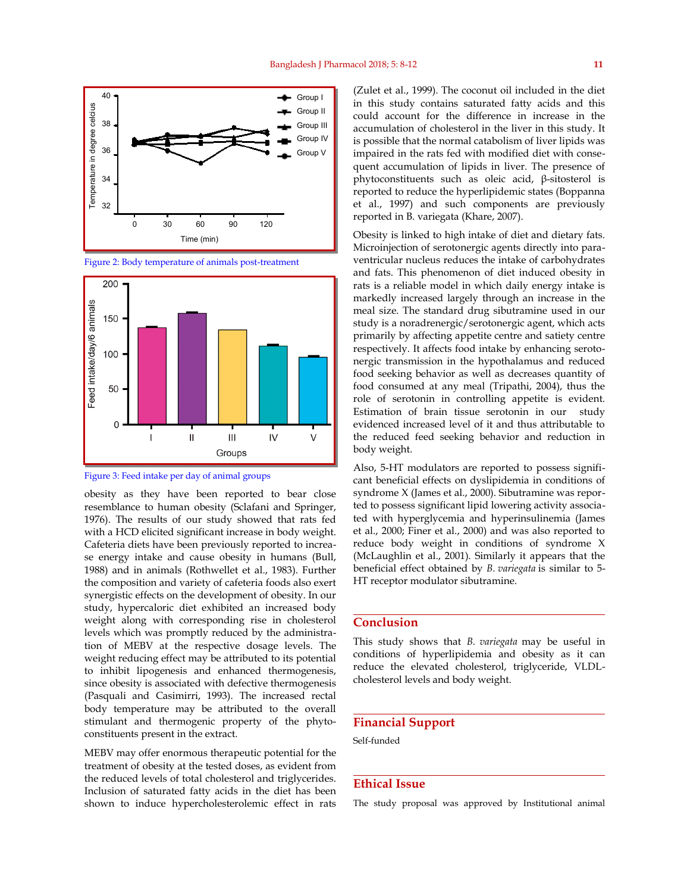Figure 2: Body temperature of animals post-treatment

Figure 3: Feed intake per day of animal groups

obesity as they have been reported to bear close resemblance to human obesity (Sclafani and Springer, 1976). The results of our study showed that rats fed with a HCD elicited significant increase in body weight. Cafeteria diets have been previously reported to increase energy intake and cause obesity in humans (Bull, 1988) and in animals (Rothwellet et al., 1983). Further the composition and variety of cafeteria foods also exert synergistic effects on the development of obesity. In our study, hypercaloric diet exhibited an increased body weight along with corresponding rise in cholesterol levels which was promptly reduced by the administration of MEBV at the respective dosage levels. The weight reducing effect may be attributed to its potential to inhibit lipogenesis and enhanced thermogenesis, since obesity is associated with defective thermogenesis (Pasquali and Casimirri, 1993). The increased rectal body temperature may be attributed to the overall stimulant and thermogenic property of the phytoconstituents present in the extract.

MEBV may offer enormous therapeutic potential for the treatment of obesity at the tested doses, as evident from the reduced levels of total cholesterol and triglycerides. Inclusion of saturated fatty acids in the diet has been shown to induce hypercholesterolemic effect in rats (Zulet et al., 1999). The coconut oil included in the diet in this study contains saturated fatty acids and this could account for the difference in increase in the accumulation of cholesterol in the liver in this study. It is possible that the normal catabolism of liver lipids was impaired in the rats fed with modified diet with consequent accumulation of lipids in liver. The presence of phytoconstituents such as oleic acid, β-sitosterol is reported to reduce the hyperlipidemic states (Boppanna et al., 1997) and such components are previously reported in B. variegata (Khare, 2007).

Obesity is linked to high intake of diet and dietary fats. Microinjection of serotonergic agents directly into paraventricular nucleus reduces the intake of carbohydrates and fats. This phenomenon of diet induced obesity in rats is a reliable model in which daily energy intake is markedly increased largely through an increase in the meal size. The standard drug sibutramine used in our study is a noradrenergic/serotonergic agent, which acts primarily by affecting appetite centre and satiety centre respectively. It affects food intake by enhancing serotonergic transmission in the hypothalamus and reduced food seeking behavior as well as decreases quantity of food consumed at any meal (Tripathi, 2004), thus the role of serotonin in controlling appetite is evident. Estimation of brain tissue serotonin in our study evidenced increased level of it and thus attributable to the reduced feed seeking behavior and reduction in body weight.

Also, 5-HT modulators are reported to possess significant beneficial effects on dyslipidemia in conditions of syndrome X (James et al., 2000). Sibutramine was reported to possess significant lipid lowering activity associated with hyperglycemia and hyperinsulinemia (James et al., 2000; Finer et al., 2000) and was also reported to reduce body weight in conditions of syndrome X (McLaughlin et al., 2001). Similarly it appears that the beneficial effect obtained by *B. variegata* is similar to 5-HT receptor modulator sibutramine.

## Conclusion

This study shows that *B. variegata* may be useful in conditions of hyperlipidemia and obesity as it can reduce the elevated cholesterol, triglyceride, VLDL-cholesterol levels and body weight.

## Financial Support

Self-funded

## Ethical Issue

The study proposal was approved by Institutional animal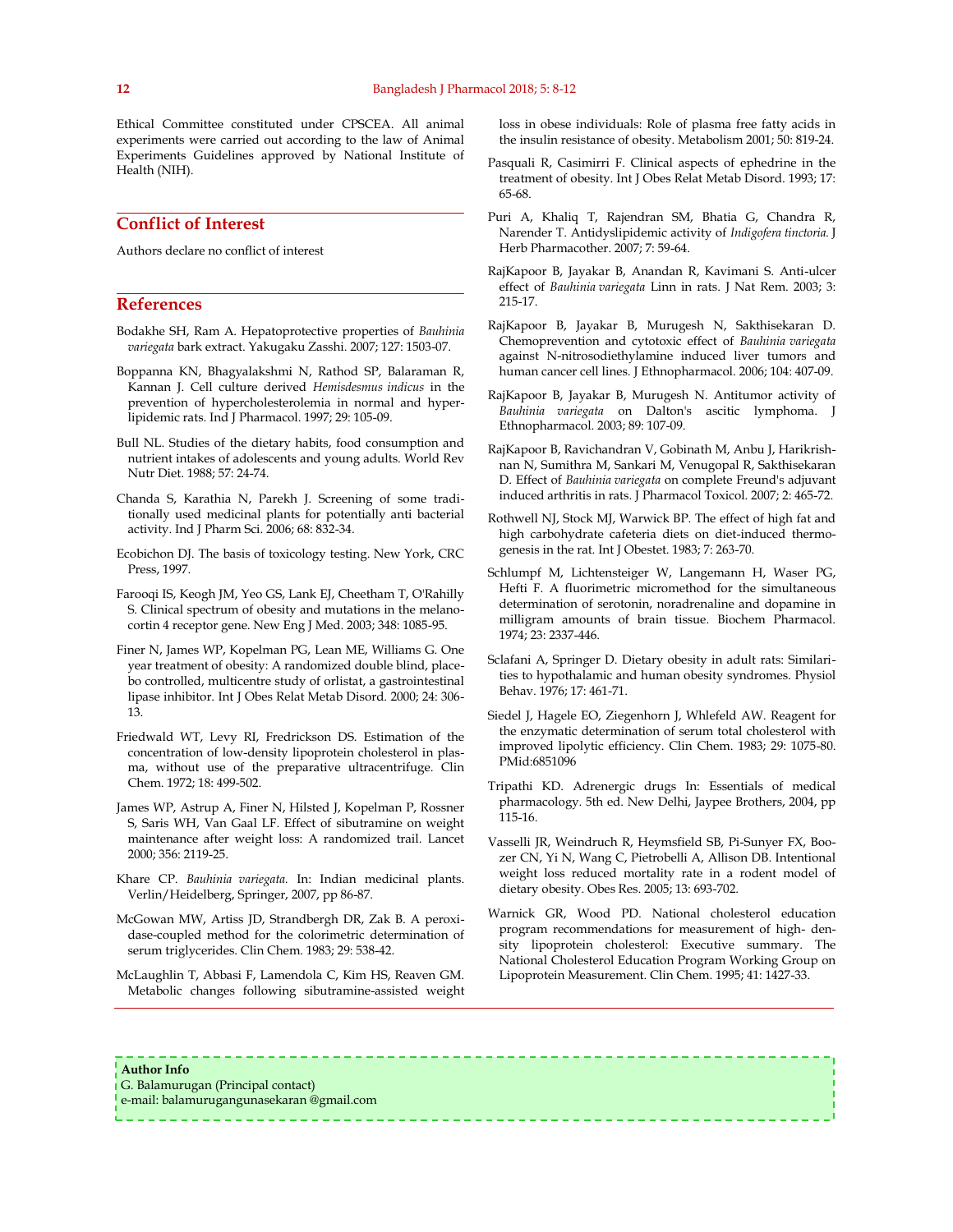Ethical Committee constituted under CPSCEA. All animal experiments were carried out according to the law of Animal Experiments Guidelines approved by National Institute of Health (NIH).

## Conflict of Interest

Authors declare no conflict of interest

## References

Bodakhe SH, Ram A. Hepatoprotective properties of *Bauhinia variegata* bark extract. Yakugaku Zasshi. 2007; 127: 1503-07.

Boppanna KN, Bhagyalakshmi N, Rathod SP, Balaraman R, Kannan J. Cell culture derived *Hemisdesmus indicus* in the prevention of hypercholesterolemia in normal and hyper-lipidemic rats. Ind J Pharmacol. 1997; 29: 105-09.

Bull NL. Studies of the dietary habits, food consumption and nutrient intakes of adolescents and young adults. World Rev Nutr Diet. 1988; 57: 24-74.

Chanda S, Karathia N, Parekh J. Screening of some traditionally used medicinal plants for potentially anti bacterial activity. Ind J Pharm Sci. 2006; 68: 832-34.

Ecobichon DJ. The basis of toxicology testing. New York, CRC Press, 1997.

Farooqi IS, Keogh JM, Yeo GS, Lank EJ, Cheetham T, O'Rahilly S. Clinical spectrum of obesity and mutations in the melanocortin 4 receptor gene. New Eng J Med. 2003; 348: 1085-95.

Finer N, James WP, Kopelman PG, Lean ME, Williams G. One year treatment of obesity: A randomized double blind, placebo controlled, multicentre study of orlistat, a gastrointestinal lipase inhibitor. Int J Obes Relat Metab Disord. 2000; 24: 306-13.

Friedwald WT, Levy RI, Fredrickson DS. Estimation of the concentration of low-density lipoprotein cholesterol in plasma, without use of the preparative ultracentrifuge. Clin Chem. 1972; 18: 499-502.

James WP, Astrup A, Finer N, Hilsted J, Kopelman P, Rossner S, Saris WH, Van Gaal LF. Effect of sibutramine on weight maintenance after weight loss: A randomized trail. Lancet 2000; 356: 2119-25.

Khare CP. *Bauhinia variegata.* In: Indian medicinal plants. Verlin/Heidelberg, Springer, 2007, pp 86-87.

McGowan MW, Artiss JD, Strandbergh DR, Zak B. A peroxidase-coupled method for the colorimetric determination of serum triglycerides. Clin Chem. 1983; 29: 538-42.

McLaughlin T, Abbasi F, Lamendola C, Kim HS, Reaven GM. Metabolic changes following sibutramine-assisted weight loss in obese individuals: Role of plasma free fatty acids in the insulin resistance of obesity. Metabolism 2001; 50: 819-24.

Pasquali R, Casimirri F. Clinical aspects of ephedrine in the treatment of obesity. Int J Obes Relat Metab Disord. 1993; 17: 65-68.

Puri A, Khaliq T, Rajendran SM, Bhatia G, Chandra R, Narender T. Antidyslipidemic activity of *Indigofera tinctoria.* J Herb Pharmacother. 2007; 7: 59-64.

RajKapoor B, Jayakar B, Anandan R, Kavimani S. Anti-ulcer effect of *Bauhinia variegata* Linn in rats. J Nat Rem. 2003; 3: 215-17.

RajKapoor B, Jayakar B, Murugesh N, Sakthisekaran D. Chemoprevention and cytotoxic effect of *Bauhinia variegata* against N-nitrosodiethylamine induced liver tumors and human cancer cell lines. J Ethnopharmacol. 2006; 104: 407-09.

RajKapoor B, Jayakar B, Murugesh N. Antitumor activity of *Bauhinia variegata* on Dalton's ascitic lymphoma. J Ethnopharmacol. 2003; 89: 107-09.

RajKapoor B, Ravichandran V, Gobinath M, Anbu J, Harikrishnan N, Sumithra M, Sankari M, Venugopal R, Sakthisekaran D. Effect of *Bauhinia variegata* on complete Freund's adjuvant induced arthritis in rats. J Pharmacol Toxicol. 2007; 2: 465-72.

Rothwell NJ, Stock MJ, Warwick BP. The effect of high fat and high carbohydrate cafeteria diets on diet-induced thermogenesis in the rat. Int J Obestet. 1983; 7: 263-70.

Schlumpf M, Lichtensteiger W, Langemann H, Waser PG, Hefti F. A fluorimetric micromethod for the simultaneous determination of serotonin, noradrenaline and dopamine in milligram amounts of brain tissue. Biochem Pharmacol. 1974; 23: 2337-446.

Sclafani A, Springer D. Dietary obesity in adult rats: Similarities to hypothalamic and human obesity syndromes. Physiol Behav. 1976; 17: 461-71.

Siedel J, Hagele EO, Ziegenhorn J, Whlefeld AW. Reagent for the enzymatic determination of serum total cholesterol with improved lipolytic efficiency. Clin Chem. 1983; 29: 1075-80. PMid:6851096

Tripathi KD. Adrenergic drugs In: Essentials of medical pharmacology. 5th ed. New Delhi, Jaypee Brothers, 2004, pp 115-16.

Vasselli JR, Weindruch R, Heymsfield SB, Pi-Sunyer FX, Boozer CN, Yi N, Wang C, Pietrobelli A, Allison DB. Intentional weight loss reduced mortality rate in a rodent model of dietary obesity. Obes Res. 2005; 13: 693-702.

Warnick GR, Wood PD. National cholesterol education program recommendations for measurement of high- density lipoprotein cholesterol: Executive summary. The National Cholesterol Education Program Working Group on Lipoprotein Measurement. Clin Chem. 1995; 41: 1427-33.

**Author Info**
G. Balamurugan (Principal contact)
e-mail: balamurugangunasekaran@gmail.com